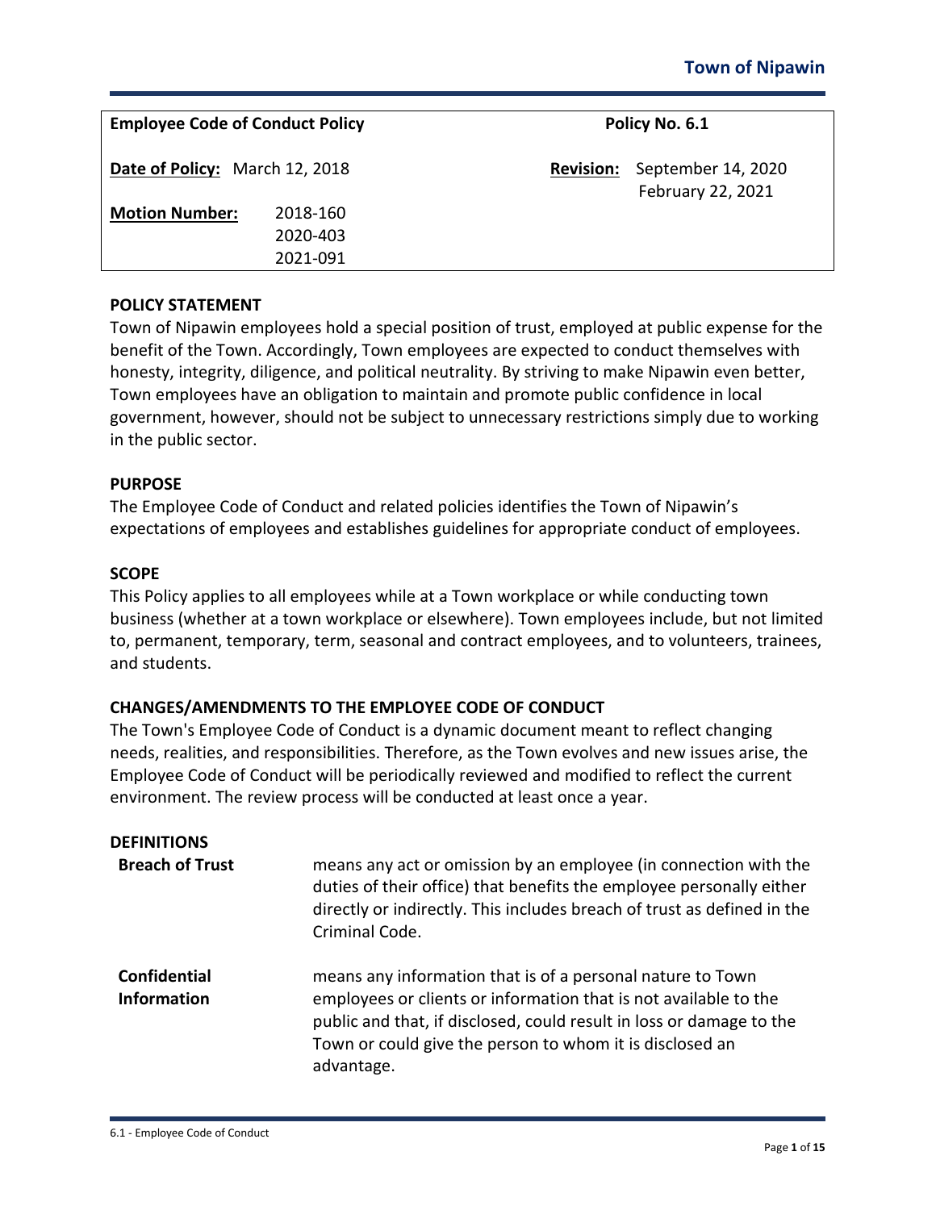**Town of Nipawin**

| **Employee Code of Conduct Policy** | | **Policy No. 6.1** |
|---|---|---|
| **Date of Policy:** March 12, 2018 | | **Revision:** September 14, 2020<br>February 22, 2021 |
| **Motion Number:** | 2018-160<br>2020-403<br>2021-091 | |

## POLICY STATEMENT

Town of Nipawin employees hold a special position of trust, employed at public expense for the benefit of the Town. Accordingly, Town employees are expected to conduct themselves with honesty, integrity, diligence, and political neutrality. By striving to make Nipawin even better, Town employees have an obligation to maintain and promote public confidence in local government, however, should not be subject to unnecessary restrictions simply due to working in the public sector.

## PURPOSE

The Employee Code of Conduct and related policies identifies the Town of Nipawin's expectations of employees and establishes guidelines for appropriate conduct of employees.

## SCOPE

This Policy applies to all employees while at a Town workplace or while conducting town business (whether at a town workplace or elsewhere). Town employees include, but not limited to, permanent, temporary, term, seasonal and contract employees, and to volunteers, trainees, and students.

## CHANGES/AMENDMENTS TO THE EMPLOYEE CODE OF CONDUCT

The Town's Employee Code of Conduct is a dynamic document meant to reflect changing needs, realities, and responsibilities. Therefore, as the Town evolves and new issues arise, the Employee Code of Conduct will be periodically reviewed and modified to reflect the current environment. The review process will be conducted at least once a year.

## DEFINITIONS

**Breach of Trust** means any act or omission by an employee (in connection with the duties of their office) that benefits the employee personally either directly or indirectly. This includes breach of trust as defined in the Criminal Code.

**Confidential Information** means any information that is of a personal nature to Town employees or clients or information that is not available to the public and that, if disclosed, could result in loss or damage to the Town or could give the person to whom it is disclosed an advantage.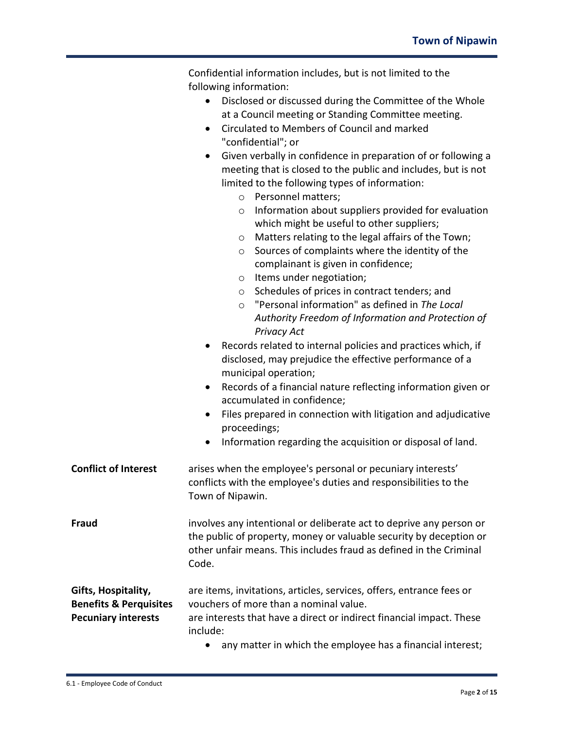Confidential information includes, but is not limited to the following information:

- Disclosed or discussed during the Committee of the Whole at a Council meeting or Standing Committee meeting.
- Circulated to Members of Council and marked "confidential"; or
- Given verbally in confidence in preparation of or following a meeting that is closed to the public and includes, but is not limited to the following types of information:
  - Personnel matters;
  - Information about suppliers provided for evaluation which might be useful to other suppliers;
  - Matters relating to the legal affairs of the Town;
  - Sources of complaints where the identity of the complainant is given in confidence;
  - Items under negotiation;
  - Schedules of prices in contract tenders; and
  - "Personal information" as defined in *The Local Authority Freedom of Information and Protection of Privacy Act*
- Records related to internal policies and practices which, if disclosed, may prejudice the effective performance of a municipal operation;
- Records of a financial nature reflecting information given or accumulated in confidence;
- Files prepared in connection with litigation and adjudicative proceedings;
- Information regarding the acquisition or disposal of land.

**Conflict of Interest** arises when the employee's personal or pecuniary interests' conflicts with the employee's duties and responsibilities to the Town of Nipawin.

**Fraud** involves any intentional or deliberate act to deprive any person or the public of property, money or valuable security by deception or other unfair means. This includes fraud as defined in the Criminal Code.

**Gifts, Hospitality, Benefits & Perquisites** are items, invitations, articles, services, offers, entrance fees or vouchers of more than a nominal value.

**Pecuniary interests** are interests that have a direct or indirect financial impact. These include:

- any matter in which the employee has a financial interest;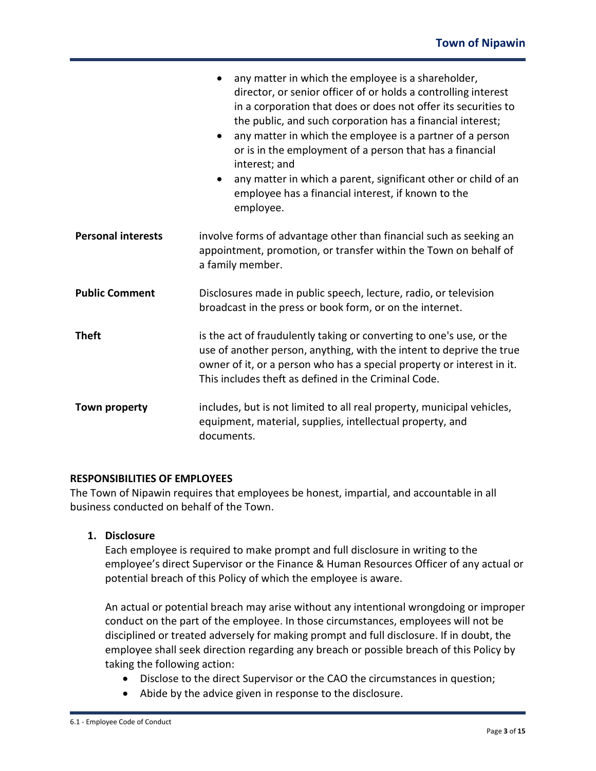| | |
|---|---|
| | • any matter in which the employee is a shareholder, director, or senior officer of or holds a controlling interest in a corporation that does or does not offer its securities to the public, and such corporation has a financial interest;<br>• any matter in which the employee is a partner of a person or is in the employment of a person that has a financial interest; and<br>• any matter in which a parent, significant other or child of an employee has a financial interest, if known to the employee. |
| **Personal interests** | involve forms of advantage other than financial such as seeking an appointment, promotion, or transfer within the Town on behalf of a family member. |
| **Public Comment** | Disclosures made in public speech, lecture, radio, or television broadcast in the press or book form, or on the internet. |
| **Theft** | is the act of fraudulently taking or converting to one's use, or the use of another person, anything, with the intent to deprive the true owner of it, or a person who has a special property or interest in it. This includes theft as defined in the Criminal Code. |
| **Town property** | includes, but is not limited to all real property, municipal vehicles, equipment, material, supplies, intellectual property, and documents. |

## RESPONSIBILITIES OF EMPLOYEES

The Town of Nipawin requires that employees be honest, impartial, and accountable in all business conducted on behalf of the Town.

### 1. Disclosure

Each employee is required to make prompt and full disclosure in writing to the employee's direct Supervisor or the Finance & Human Resources Officer of any actual or potential breach of this Policy of which the employee is aware.

An actual or potential breach may arise without any intentional wrongdoing or improper conduct on the part of the employee. In those circumstances, employees will not be disciplined or treated adversely for making prompt and full disclosure. If in doubt, the employee shall seek direction regarding any breach or possible breach of this Policy by taking the following action:

- Disclose to the direct Supervisor or the CAO the circumstances in question;
- Abide by the advice given in response to the disclosure.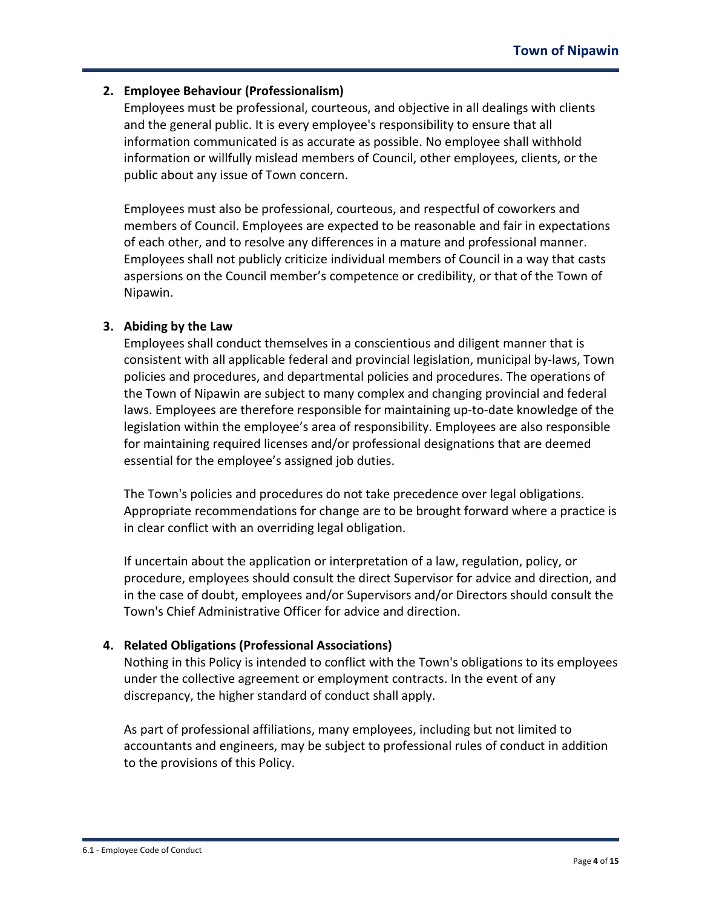**2. Employee Behaviour (Professionalism)**

Employees must be professional, courteous, and objective in all dealings with clients and the general public. It is every employee's responsibility to ensure that all information communicated is as accurate as possible. No employee shall withhold information or willfully mislead members of Council, other employees, clients, or the public about any issue of Town concern.

Employees must also be professional, courteous, and respectful of coworkers and members of Council. Employees are expected to be reasonable and fair in expectations of each other, and to resolve any differences in a mature and professional manner. Employees shall not publicly criticize individual members of Council in a way that casts aspersions on the Council member's competence or credibility, or that of the Town of Nipawin.

**3. Abiding by the Law**

Employees shall conduct themselves in a conscientious and diligent manner that is consistent with all applicable federal and provincial legislation, municipal by-laws, Town policies and procedures, and departmental policies and procedures. The operations of the Town of Nipawin are subject to many complex and changing provincial and federal laws. Employees are therefore responsible for maintaining up-to-date knowledge of the legislation within the employee's area of responsibility. Employees are also responsible for maintaining required licenses and/or professional designations that are deemed essential for the employee's assigned job duties.

The Town's policies and procedures do not take precedence over legal obligations. Appropriate recommendations for change are to be brought forward where a practice is in clear conflict with an overriding legal obligation.

If uncertain about the application or interpretation of a law, regulation, policy, or procedure, employees should consult the direct Supervisor for advice and direction, and in the case of doubt, employees and/or Supervisors and/or Directors should consult the Town's Chief Administrative Officer for advice and direction.

**4. Related Obligations (Professional Associations)**

Nothing in this Policy is intended to conflict with the Town's obligations to its employees under the collective agreement or employment contracts. In the event of any discrepancy, the higher standard of conduct shall apply.

As part of professional affiliations, many employees, including but not limited to accountants and engineers, may be subject to professional rules of conduct in addition to the provisions of this Policy.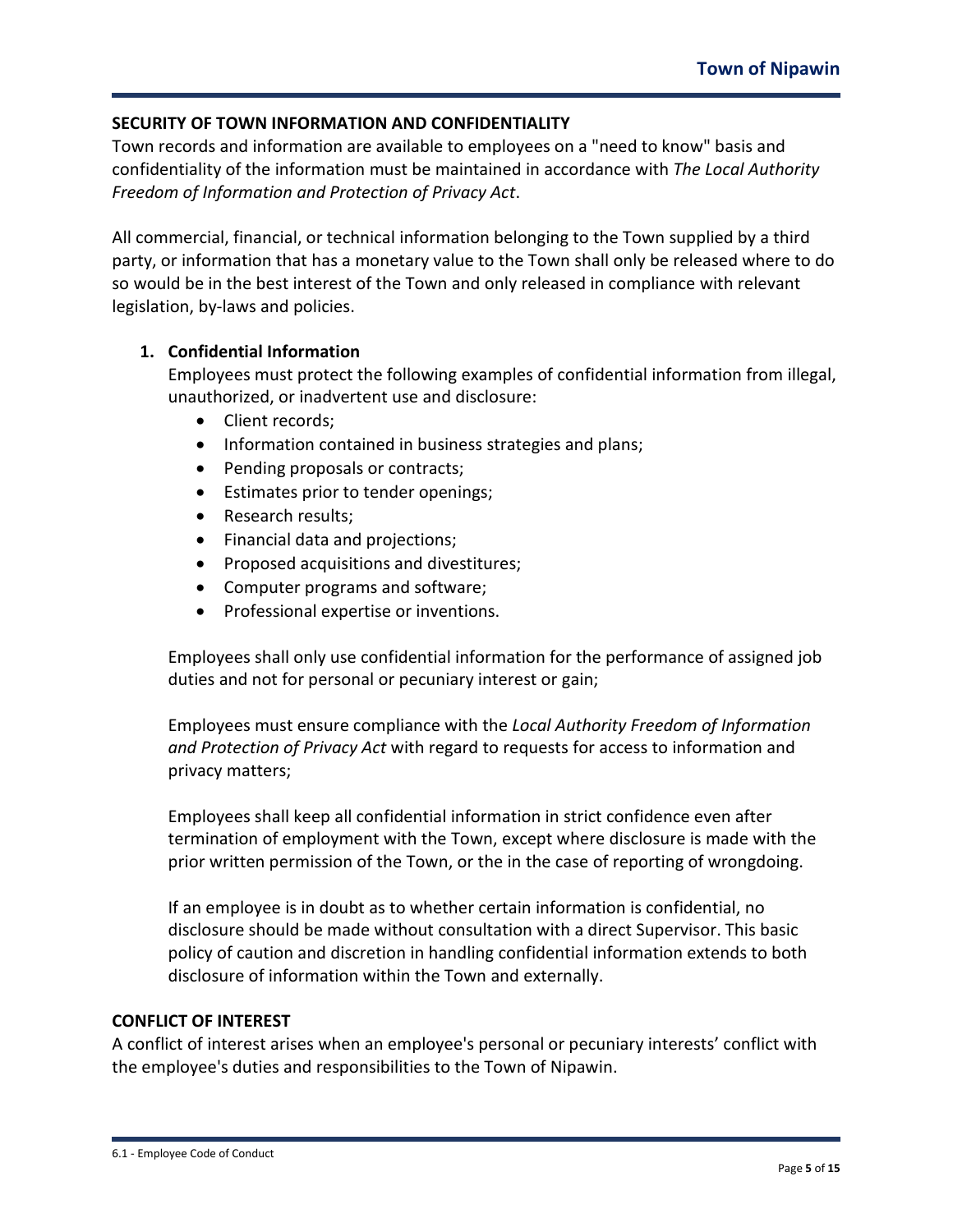## SECURITY OF TOWN INFORMATION AND CONFIDENTIALITY

Town records and information are available to employees on a "need to know" basis and confidentiality of the information must be maintained in accordance with *The Local Authority Freedom of Information and Protection of Privacy Act*.

All commercial, financial, or technical information belonging to the Town supplied by a third party, or information that has a monetary value to the Town shall only be released where to do so would be in the best interest of the Town and only released in compliance with relevant legislation, by-laws and policies.

1. **Confidential Information**

   Employees must protect the following examples of confidential information from illegal, unauthorized, or inadvertent use and disclosure:

   - Client records;
   - Information contained in business strategies and plans;
   - Pending proposals or contracts;
   - Estimates prior to tender openings;
   - Research results;
   - Financial data and projections;
   - Proposed acquisitions and divestitures;
   - Computer programs and software;
   - Professional expertise or inventions.

   Employees shall only use confidential information for the performance of assigned job duties and not for personal or pecuniary interest or gain;

   Employees must ensure compliance with the *Local Authority Freedom of Information and Protection of Privacy Act* with regard to requests for access to information and privacy matters;

   Employees shall keep all confidential information in strict confidence even after termination of employment with the Town, except where disclosure is made with the prior written permission of the Town, or the in the case of reporting of wrongdoing.

   If an employee is in doubt as to whether certain information is confidential, no disclosure should be made without consultation with a direct Supervisor. This basic policy of caution and discretion in handling confidential information extends to both disclosure of information within the Town and externally.

## CONFLICT OF INTEREST

A conflict of interest arises when an employee's personal or pecuniary interests' conflict with the employee's duties and responsibilities to the Town of Nipawin.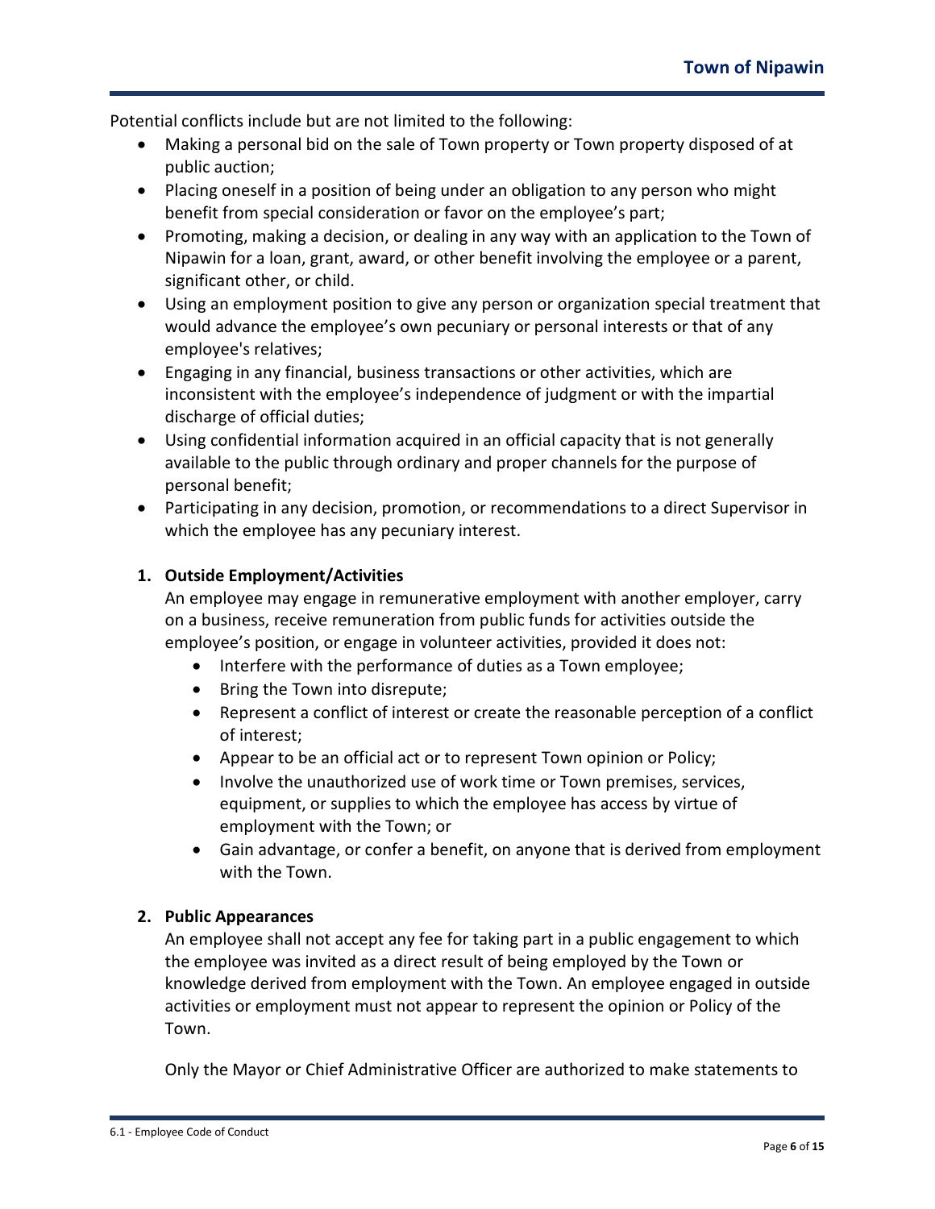Potential conflicts include but are not limited to the following:

- Making a personal bid on the sale of Town property or Town property disposed of at public auction;
- Placing oneself in a position of being under an obligation to any person who might benefit from special consideration or favor on the employee's part;
- Promoting, making a decision, or dealing in any way with an application to the Town of Nipawin for a loan, grant, award, or other benefit involving the employee or a parent, significant other, or child.
- Using an employment position to give any person or organization special treatment that would advance the employee's own pecuniary or personal interests or that of any employee's relatives;
- Engaging in any financial, business transactions or other activities, which are inconsistent with the employee's independence of judgment or with the impartial discharge of official duties;
- Using confidential information acquired in an official capacity that is not generally available to the public through ordinary and proper channels for the purpose of personal benefit;
- Participating in any decision, promotion, or recommendations to a direct Supervisor in which the employee has any pecuniary interest.

1. **Outside Employment/Activities**

   An employee may engage in remunerative employment with another employer, carry on a business, receive remuneration from public funds for activities outside the employee's position, or engage in volunteer activities, provided it does not:

   - Interfere with the performance of duties as a Town employee;
   - Bring the Town into disrepute;
   - Represent a conflict of interest or create the reasonable perception of a conflict of interest;
   - Appear to be an official act or to represent Town opinion or Policy;
   - Involve the unauthorized use of work time or Town premises, services, equipment, or supplies to which the employee has access by virtue of employment with the Town; or
   - Gain advantage, or confer a benefit, on anyone that is derived from employment with the Town.

2. **Public Appearances**

   An employee shall not accept any fee for taking part in a public engagement to which the employee was invited as a direct result of being employed by the Town or knowledge derived from employment with the Town. An employee engaged in outside activities or employment must not appear to represent the opinion or Policy of the Town.

   Only the Mayor or Chief Administrative Officer are authorized to make statements to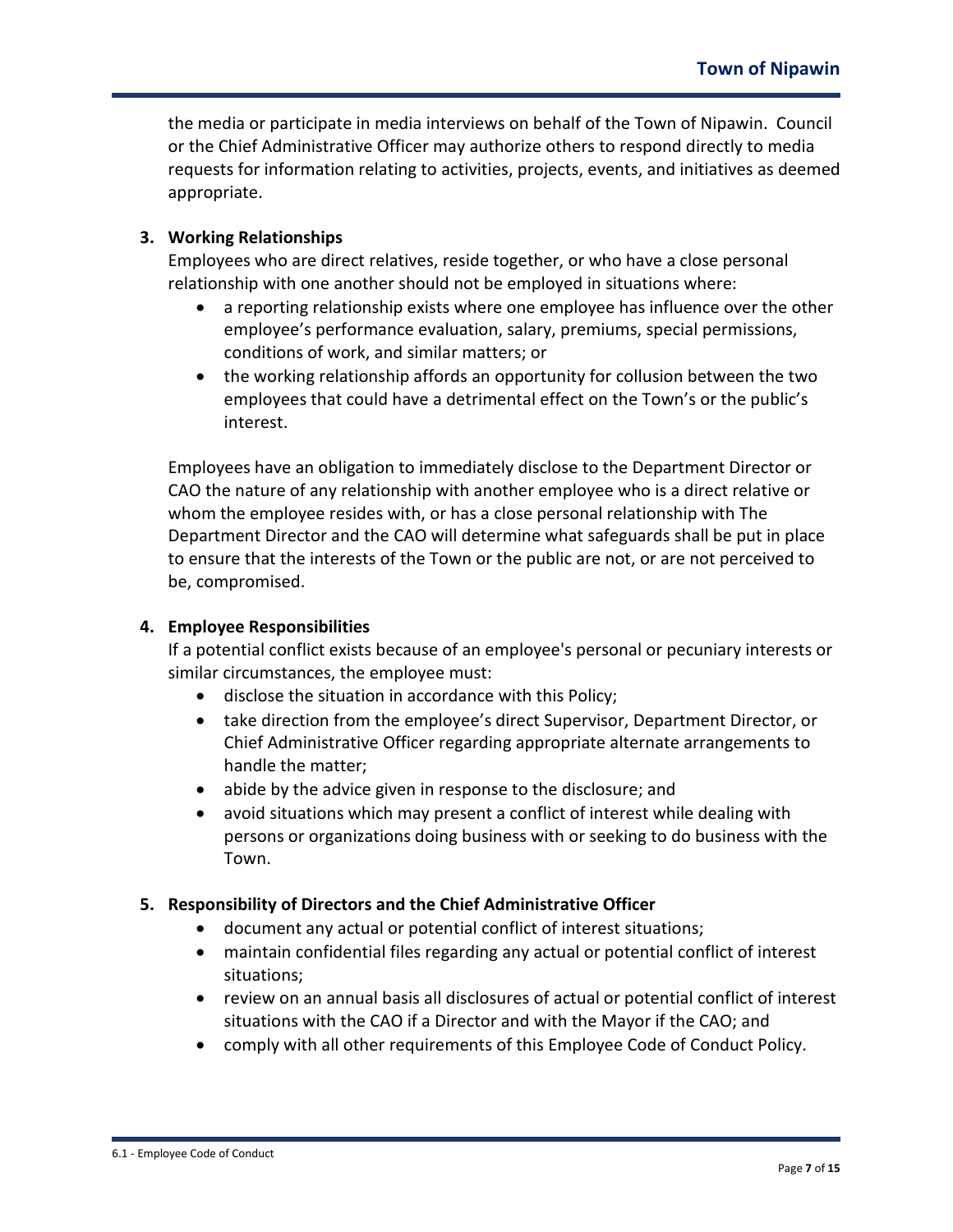the media or participate in media interviews on behalf of the Town of Nipawin. Council or the Chief Administrative Officer may authorize others to respond directly to media requests for information relating to activities, projects, events, and initiatives as deemed appropriate.

**3. Working Relationships**

Employees who are direct relatives, reside together, or who have a close personal relationship with one another should not be employed in situations where:

- a reporting relationship exists where one employee has influence over the other employee's performance evaluation, salary, premiums, special permissions, conditions of work, and similar matters; or
- the working relationship affords an opportunity for collusion between the two employees that could have a detrimental effect on the Town's or the public's interest.

Employees have an obligation to immediately disclose to the Department Director or CAO the nature of any relationship with another employee who is a direct relative or whom the employee resides with, or has a close personal relationship with The Department Director and the CAO will determine what safeguards shall be put in place to ensure that the interests of the Town or the public are not, or are not perceived to be, compromised.

**4. Employee Responsibilities**

If a potential conflict exists because of an employee's personal or pecuniary interests or similar circumstances, the employee must:

- disclose the situation in accordance with this Policy;
- take direction from the employee's direct Supervisor, Department Director, or Chief Administrative Officer regarding appropriate alternate arrangements to handle the matter;
- abide by the advice given in response to the disclosure; and
- avoid situations which may present a conflict of interest while dealing with persons or organizations doing business with or seeking to do business with the Town.

**5. Responsibility of Directors and the Chief Administrative Officer**

- document any actual or potential conflict of interest situations;
- maintain confidential files regarding any actual or potential conflict of interest situations;
- review on an annual basis all disclosures of actual or potential conflict of interest situations with the CAO if a Director and with the Mayor if the CAO; and
- comply with all other requirements of this Employee Code of Conduct Policy.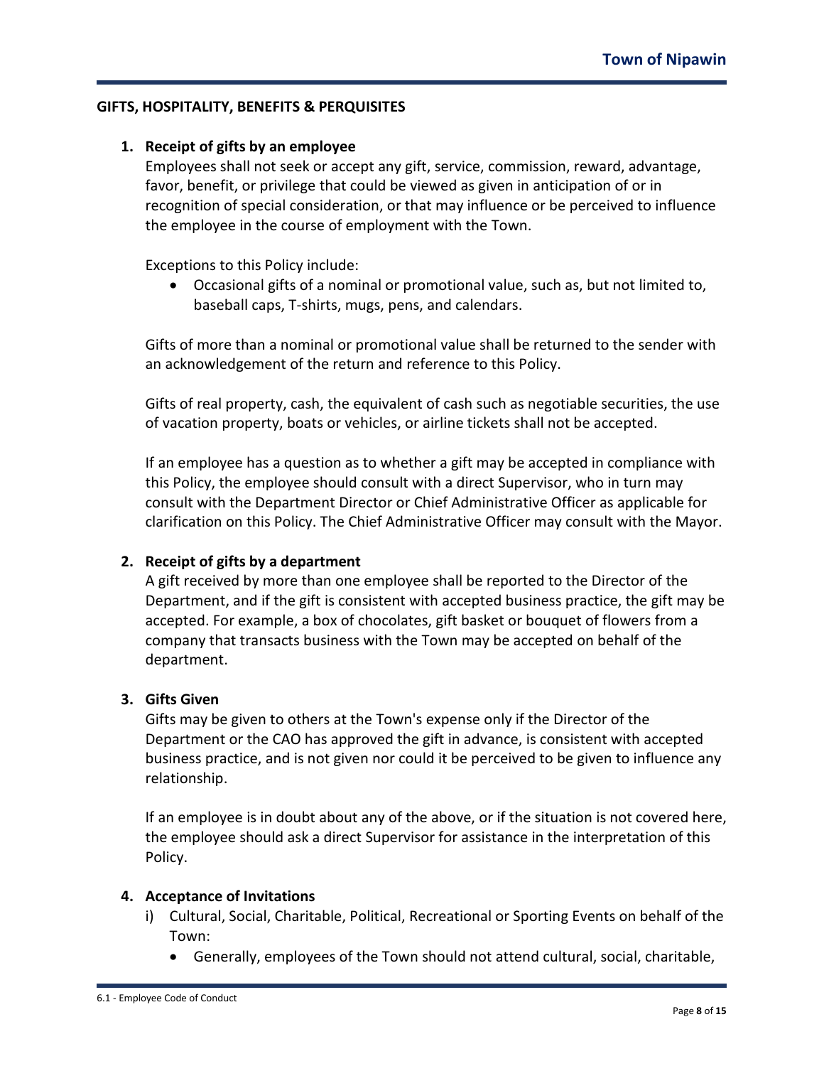## GIFTS, HOSPITALITY, BENEFITS & PERQUISITES

### 1. Receipt of gifts by an employee

Employees shall not seek or accept any gift, service, commission, reward, advantage, favor, benefit, or privilege that could be viewed as given in anticipation of or in recognition of special consideration, or that may influence or be perceived to influence the employee in the course of employment with the Town.

Exceptions to this Policy include:

- Occasional gifts of a nominal or promotional value, such as, but not limited to, baseball caps, T-shirts, mugs, pens, and calendars.

Gifts of more than a nominal or promotional value shall be returned to the sender with an acknowledgement of the return and reference to this Policy.

Gifts of real property, cash, the equivalent of cash such as negotiable securities, the use of vacation property, boats or vehicles, or airline tickets shall not be accepted.

If an employee has a question as to whether a gift may be accepted in compliance with this Policy, the employee should consult with a direct Supervisor, who in turn may consult with the Department Director or Chief Administrative Officer as applicable for clarification on this Policy. The Chief Administrative Officer may consult with the Mayor.

### 2. Receipt of gifts by a department

A gift received by more than one employee shall be reported to the Director of the Department, and if the gift is consistent with accepted business practice, the gift may be accepted. For example, a box of chocolates, gift basket or bouquet of flowers from a company that transacts business with the Town may be accepted on behalf of the department.

### 3. Gifts Given

Gifts may be given to others at the Town's expense only if the Director of the Department or the CAO has approved the gift in advance, is consistent with accepted business practice, and is not given nor could it be perceived to be given to influence any relationship.

If an employee is in doubt about any of the above, or if the situation is not covered here, the employee should ask a direct Supervisor for assistance in the interpretation of this Policy.

### 4. Acceptance of Invitations

i) Cultural, Social, Charitable, Political, Recreational or Sporting Events on behalf of the Town:

- Generally, employees of the Town should not attend cultural, social, charitable,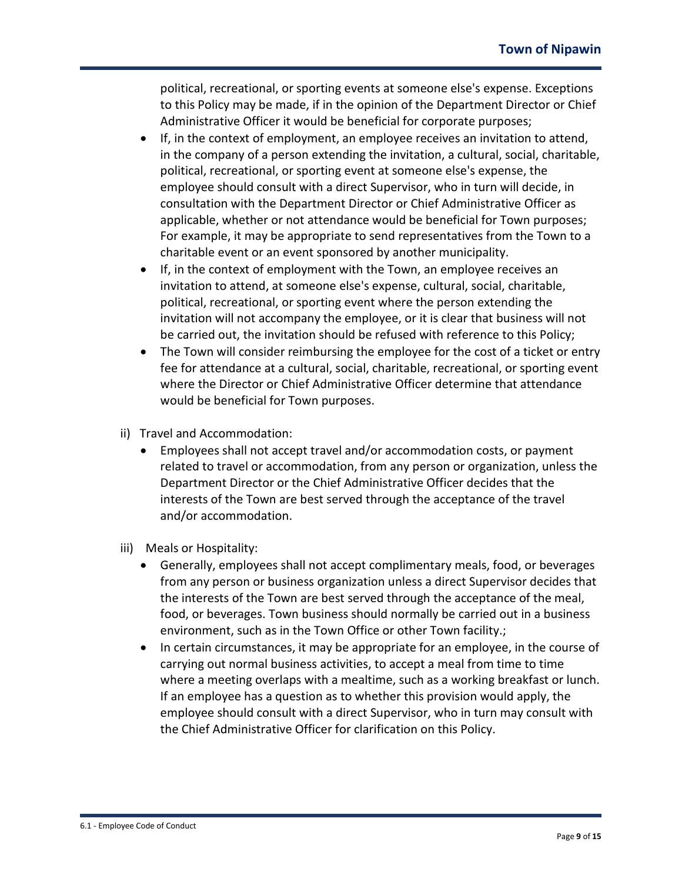political, recreational, or sporting events at someone else's expense. Exceptions to this Policy may be made, if in the opinion of the Department Director or Chief Administrative Officer it would be beneficial for corporate purposes;

- If, in the context of employment, an employee receives an invitation to attend, in the company of a person extending the invitation, a cultural, social, charitable, political, recreational, or sporting event at someone else's expense, the employee should consult with a direct Supervisor, who in turn will decide, in consultation with the Department Director or Chief Administrative Officer as applicable, whether or not attendance would be beneficial for Town purposes; For example, it may be appropriate to send representatives from the Town to a charitable event or an event sponsored by another municipality.
- If, in the context of employment with the Town, an employee receives an invitation to attend, at someone else's expense, cultural, social, charitable, political, recreational, or sporting event where the person extending the invitation will not accompany the employee, or it is clear that business will not be carried out, the invitation should be refused with reference to this Policy;
- The Town will consider reimbursing the employee for the cost of a ticket or entry fee for attendance at a cultural, social, charitable, recreational, or sporting event where the Director or Chief Administrative Officer determine that attendance would be beneficial for Town purposes.

ii) Travel and Accommodation:

- Employees shall not accept travel and/or accommodation costs, or payment related to travel or accommodation, from any person or organization, unless the Department Director or the Chief Administrative Officer decides that the interests of the Town are best served through the acceptance of the travel and/or accommodation.

iii) Meals or Hospitality:

- Generally, employees shall not accept complimentary meals, food, or beverages from any person or business organization unless a direct Supervisor decides that the interests of the Town are best served through the acceptance of the meal, food, or beverages. Town business should normally be carried out in a business environment, such as in the Town Office or other Town facility.;
- In certain circumstances, it may be appropriate for an employee, in the course of carrying out normal business activities, to accept a meal from time to time where a meeting overlaps with a mealtime, such as a working breakfast or lunch. If an employee has a question as to whether this provision would apply, the employee should consult with a direct Supervisor, who in turn may consult with the Chief Administrative Officer for clarification on this Policy.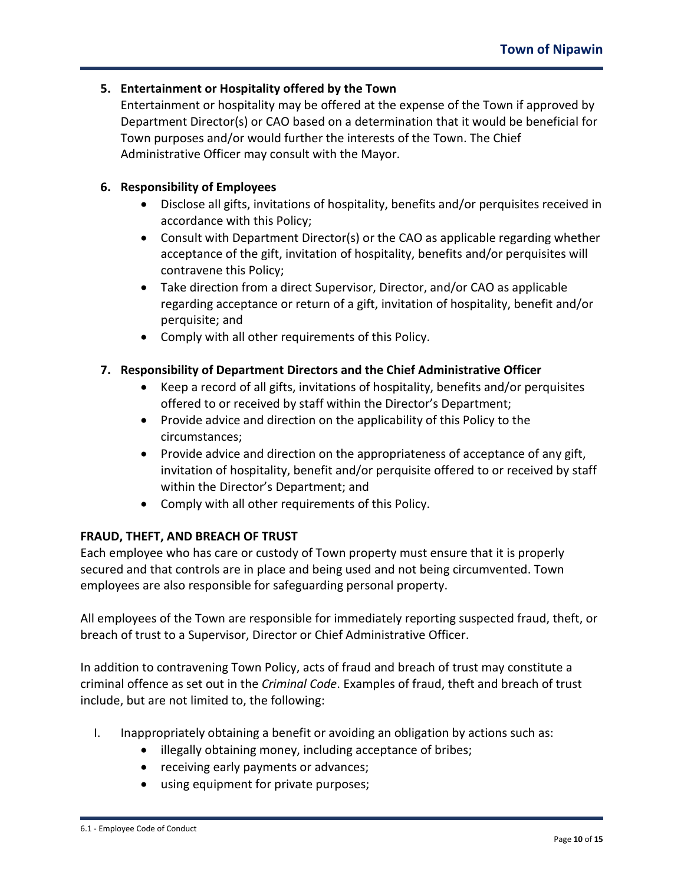5. **Entertainment or Hospitality offered by the Town**
   Entertainment or hospitality may be offered at the expense of the Town if approved by Department Director(s) or CAO based on a determination that it would be beneficial for Town purposes and/or would further the interests of the Town. The Chief Administrative Officer may consult with the Mayor.

6. **Responsibility of Employees**
   - Disclose all gifts, invitations of hospitality, benefits and/or perquisites received in accordance with this Policy;
   - Consult with Department Director(s) or the CAO as applicable regarding whether acceptance of the gift, invitation of hospitality, benefits and/or perquisites will contravene this Policy;
   - Take direction from a direct Supervisor, Director, and/or CAO as applicable regarding acceptance or return of a gift, invitation of hospitality, benefit and/or perquisite; and
   - Comply with all other requirements of this Policy.

7. **Responsibility of Department Directors and the Chief Administrative Officer**
   - Keep a record of all gifts, invitations of hospitality, benefits and/or perquisites offered to or received by staff within the Director's Department;
   - Provide advice and direction on the applicability of this Policy to the circumstances;
   - Provide advice and direction on the appropriateness of acceptance of any gift, invitation of hospitality, benefit and/or perquisite offered to or received by staff within the Director's Department; and
   - Comply with all other requirements of this Policy.

**FRAUD, THEFT, AND BREACH OF TRUST**

Each employee who has care or custody of Town property must ensure that it is properly secured and that controls are in place and being used and not being circumvented. Town employees are also responsible for safeguarding personal property.

All employees of the Town are responsible for immediately reporting suspected fraud, theft, or breach of trust to a Supervisor, Director or Chief Administrative Officer.

In addition to contravening Town Policy, acts of fraud and breach of trust may constitute a criminal offence as set out in the *Criminal Code*. Examples of fraud, theft and breach of trust include, but are not limited to, the following:

I. Inappropriately obtaining a benefit or avoiding an obligation by actions such as:
   - illegally obtaining money, including acceptance of bribes;
   - receiving early payments or advances;
   - using equipment for private purposes;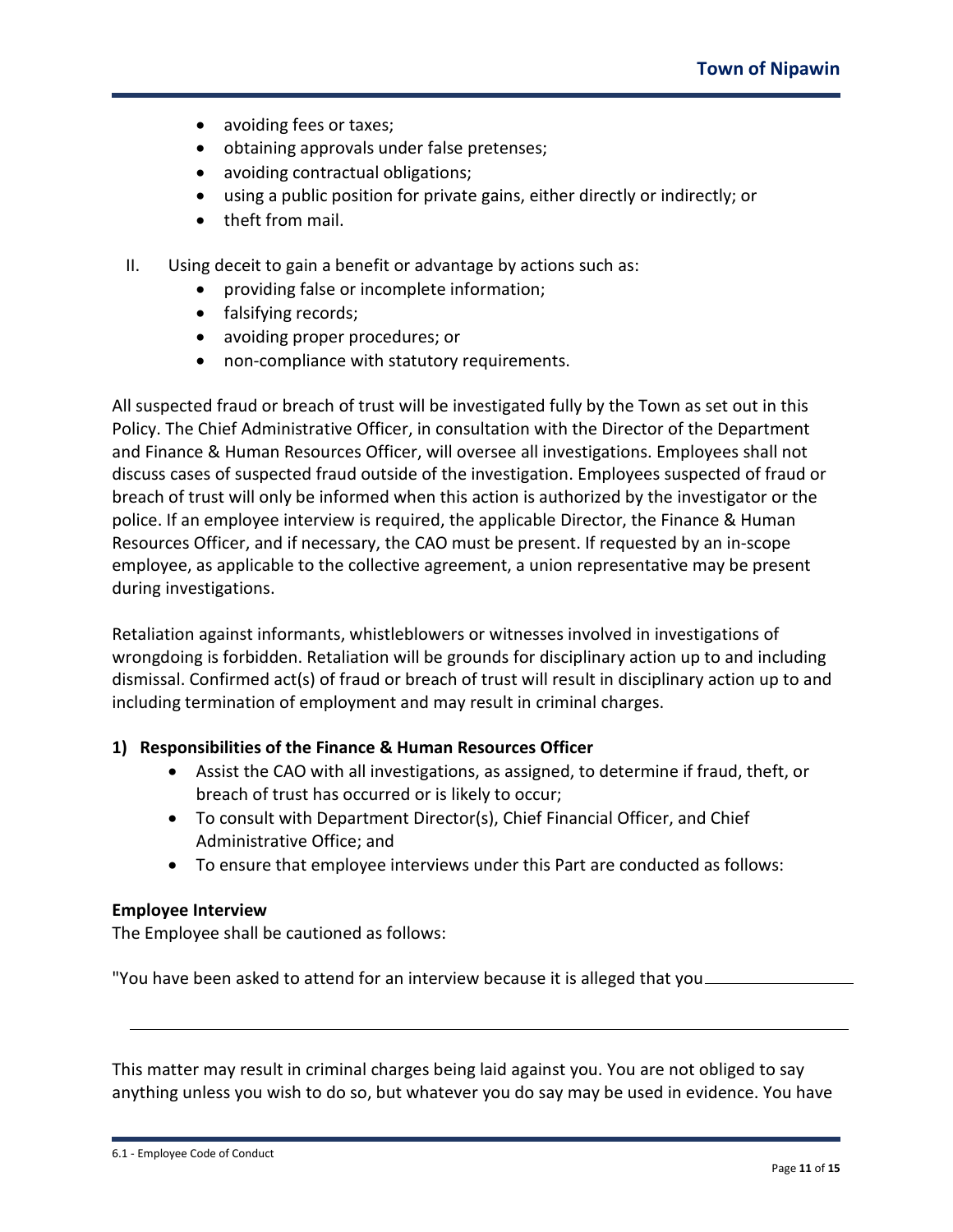- avoiding fees or taxes;
- obtaining approvals under false pretenses;
- avoiding contractual obligations;
- using a public position for private gains, either directly or indirectly; or
- theft from mail.

II. Using deceit to gain a benefit or advantage by actions such as:
- providing false or incomplete information;
- falsifying records;
- avoiding proper procedures; or
- non-compliance with statutory requirements.

All suspected fraud or breach of trust will be investigated fully by the Town as set out in this Policy. The Chief Administrative Officer, in consultation with the Director of the Department and Finance & Human Resources Officer, will oversee all investigations. Employees shall not discuss cases of suspected fraud outside of the investigation. Employees suspected of fraud or breach of trust will only be informed when this action is authorized by the investigator or the police. If an employee interview is required, the applicable Director, the Finance & Human Resources Officer, and if necessary, the CAO must be present. If requested by an in-scope employee, as applicable to the collective agreement, a union representative may be present during investigations.

Retaliation against informants, whistleblowers or witnesses involved in investigations of wrongdoing is forbidden. Retaliation will be grounds for disciplinary action up to and including dismissal. Confirmed act(s) of fraud or breach of trust will result in disciplinary action up to and including termination of employment and may result in criminal charges.

**1) Responsibilities of the Finance & Human Resources Officer**

- Assist the CAO with all investigations, as assigned, to determine if fraud, theft, or breach of trust has occurred or is likely to occur;
- To consult with Department Director(s), Chief Financial Officer, and Chief Administrative Office; and
- To ensure that employee interviews under this Part are conducted as follows:

**Employee Interview**

The Employee shall be cautioned as follows:

"You have been asked to attend for an interview because it is alleged that you \_\_\_\_\_\_\_\_\_\_\_\_\_\_\_\_

\_\_\_\_\_\_\_\_\_\_\_\_\_\_\_\_\_\_\_\_\_\_\_\_\_\_\_\_\_\_\_\_\_\_\_\_\_\_\_\_\_\_\_\_\_\_\_\_\_\_\_\_\_\_\_\_\_\_\_\_\_\_\_\_\_\_\_\_

This matter may result in criminal charges being laid against you. You are not obliged to say anything unless you wish to do so, but whatever you do say may be used in evidence. You have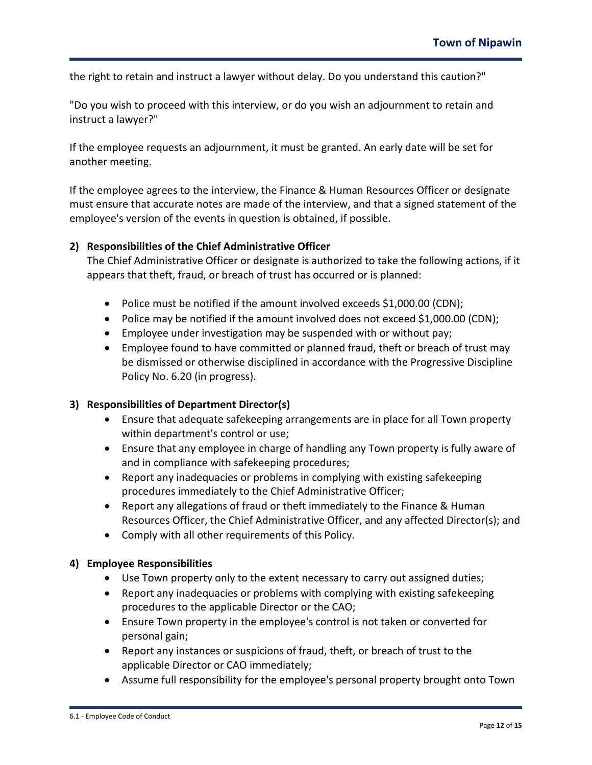the right to retain and instruct a lawyer without delay. Do you understand this caution?"

"Do you wish to proceed with this interview, or do you wish an adjournment to retain and instruct a lawyer?"

If the employee requests an adjournment, it must be granted. An early date will be set for another meeting.

If the employee agrees to the interview, the Finance & Human Resources Officer or designate must ensure that accurate notes are made of the interview, and that a signed statement of the employee's version of the events in question is obtained, if possible.

**2) Responsibilities of the Chief Administrative Officer**

The Chief Administrative Officer or designate is authorized to take the following actions, if it appears that theft, fraud, or breach of trust has occurred or is planned:

- Police must be notified if the amount involved exceeds $1,000.00 (CDN);
- Police may be notified if the amount involved does not exceed $1,000.00 (CDN);
- Employee under investigation may be suspended with or without pay;
- Employee found to have committed or planned fraud, theft or breach of trust may be dismissed or otherwise disciplined in accordance with the Progressive Discipline Policy No. 6.20 (in progress).

**3) Responsibilities of Department Director(s)**

- Ensure that adequate safekeeping arrangements are in place for all Town property within department's control or use;
- Ensure that any employee in charge of handling any Town property is fully aware of and in compliance with safekeeping procedures;
- Report any inadequacies or problems in complying with existing safekeeping procedures immediately to the Chief Administrative Officer;
- Report any allegations of fraud or theft immediately to the Finance & Human Resources Officer, the Chief Administrative Officer, and any affected Director(s); and
- Comply with all other requirements of this Policy.

**4) Employee Responsibilities**

- Use Town property only to the extent necessary to carry out assigned duties;
- Report any inadequacies or problems with complying with existing safekeeping procedures to the applicable Director or the CAO;
- Ensure Town property in the employee's control is not taken or converted for personal gain;
- Report any instances or suspicions of fraud, theft, or breach of trust to the applicable Director or CAO immediately;
- Assume full responsibility for the employee's personal property brought onto Town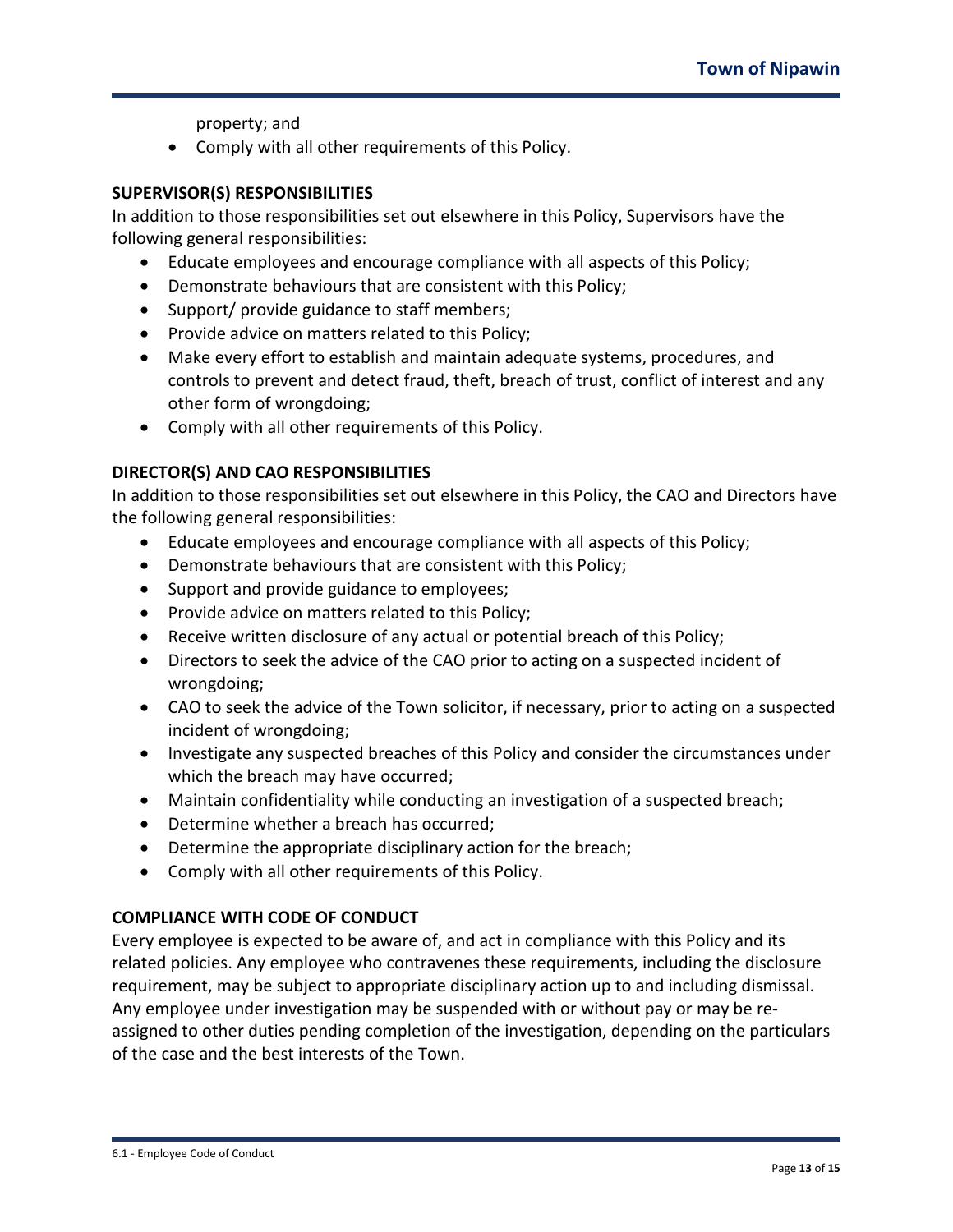property; and

- Comply with all other requirements of this Policy.

**SUPERVISOR(S) RESPONSIBILITIES**

In addition to those responsibilities set out elsewhere in this Policy, Supervisors have the following general responsibilities:

- Educate employees and encourage compliance with all aspects of this Policy;
- Demonstrate behaviours that are consistent with this Policy;
- Support/ provide guidance to staff members;
- Provide advice on matters related to this Policy;
- Make every effort to establish and maintain adequate systems, procedures, and controls to prevent and detect fraud, theft, breach of trust, conflict of interest and any other form of wrongdoing;
- Comply with all other requirements of this Policy.

**DIRECTOR(S) AND CAO RESPONSIBILITIES**

In addition to those responsibilities set out elsewhere in this Policy, the CAO and Directors have the following general responsibilities:

- Educate employees and encourage compliance with all aspects of this Policy;
- Demonstrate behaviours that are consistent with this Policy;
- Support and provide guidance to employees;
- Provide advice on matters related to this Policy;
- Receive written disclosure of any actual or potential breach of this Policy;
- Directors to seek the advice of the CAO prior to acting on a suspected incident of wrongdoing;
- CAO to seek the advice of the Town solicitor, if necessary, prior to acting on a suspected incident of wrongdoing;
- Investigate any suspected breaches of this Policy and consider the circumstances under which the breach may have occurred;
- Maintain confidentiality while conducting an investigation of a suspected breach;
- Determine whether a breach has occurred;
- Determine the appropriate disciplinary action for the breach;
- Comply with all other requirements of this Policy.

**COMPLIANCE WITH CODE OF CONDUCT**

Every employee is expected to be aware of, and act in compliance with this Policy and its related policies. Any employee who contravenes these requirements, including the disclosure requirement, may be subject to appropriate disciplinary action up to and including dismissal. Any employee under investigation may be suspended with or without pay or may be re-assigned to other duties pending completion of the investigation, depending on the particulars of the case and the best interests of the Town.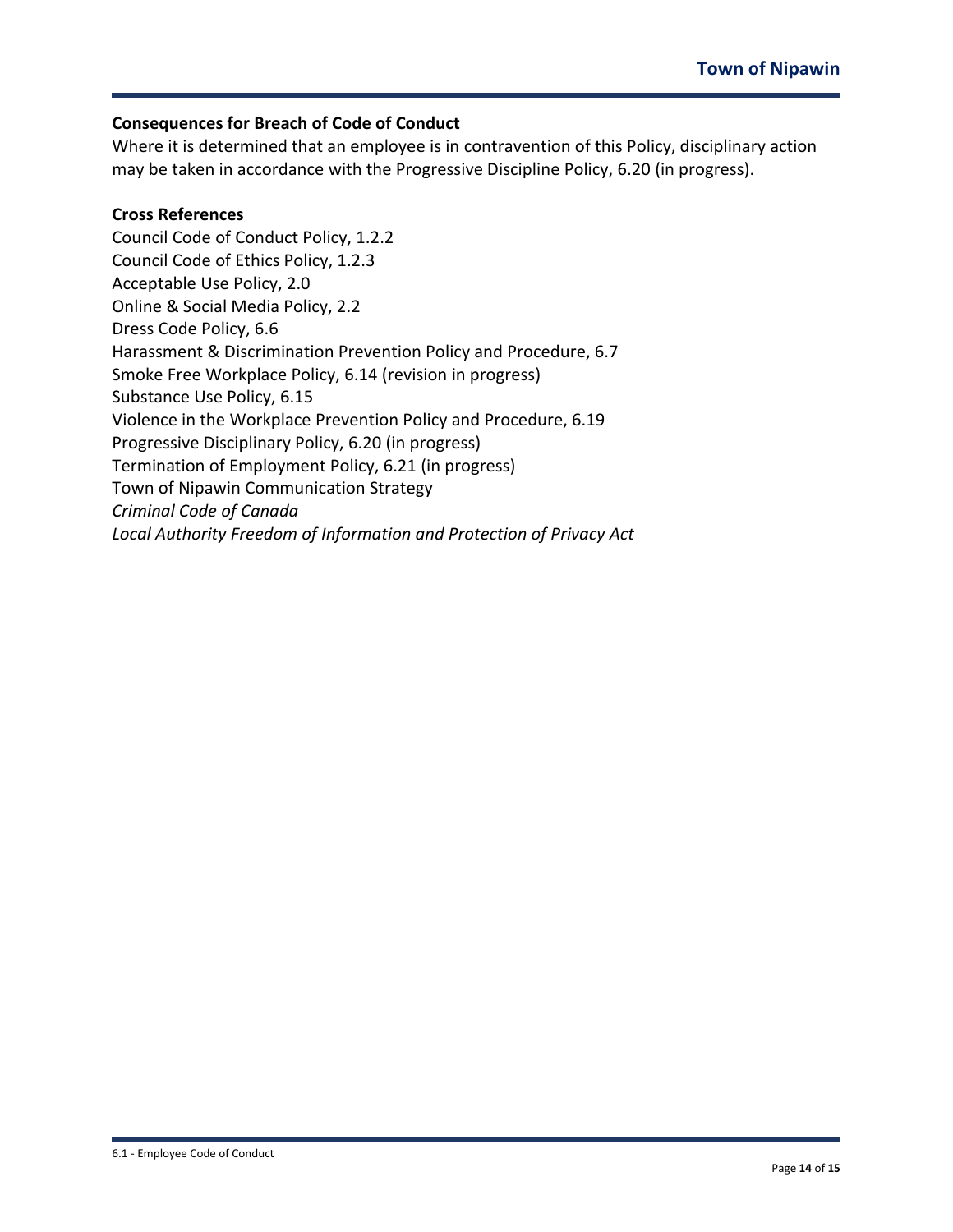**Consequences for Breach of Code of Conduct**

Where it is determined that an employee is in contravention of this Policy, disciplinary action may be taken in accordance with the Progressive Discipline Policy, 6.20 (in progress).

**Cross References**

Council Code of Conduct Policy, 1.2.2
Council Code of Ethics Policy, 1.2.3
Acceptable Use Policy, 2.0
Online & Social Media Policy, 2.2
Dress Code Policy, 6.6
Harassment & Discrimination Prevention Policy and Procedure, 6.7
Smoke Free Workplace Policy, 6.14 (revision in progress)
Substance Use Policy, 6.15
Violence in the Workplace Prevention Policy and Procedure, 6.19
Progressive Disciplinary Policy, 6.20 (in progress)
Termination of Employment Policy, 6.21 (in progress)
Town of Nipawin Communication Strategy
*Criminal Code of Canada*
*Local Authority Freedom of Information and Protection of Privacy Act*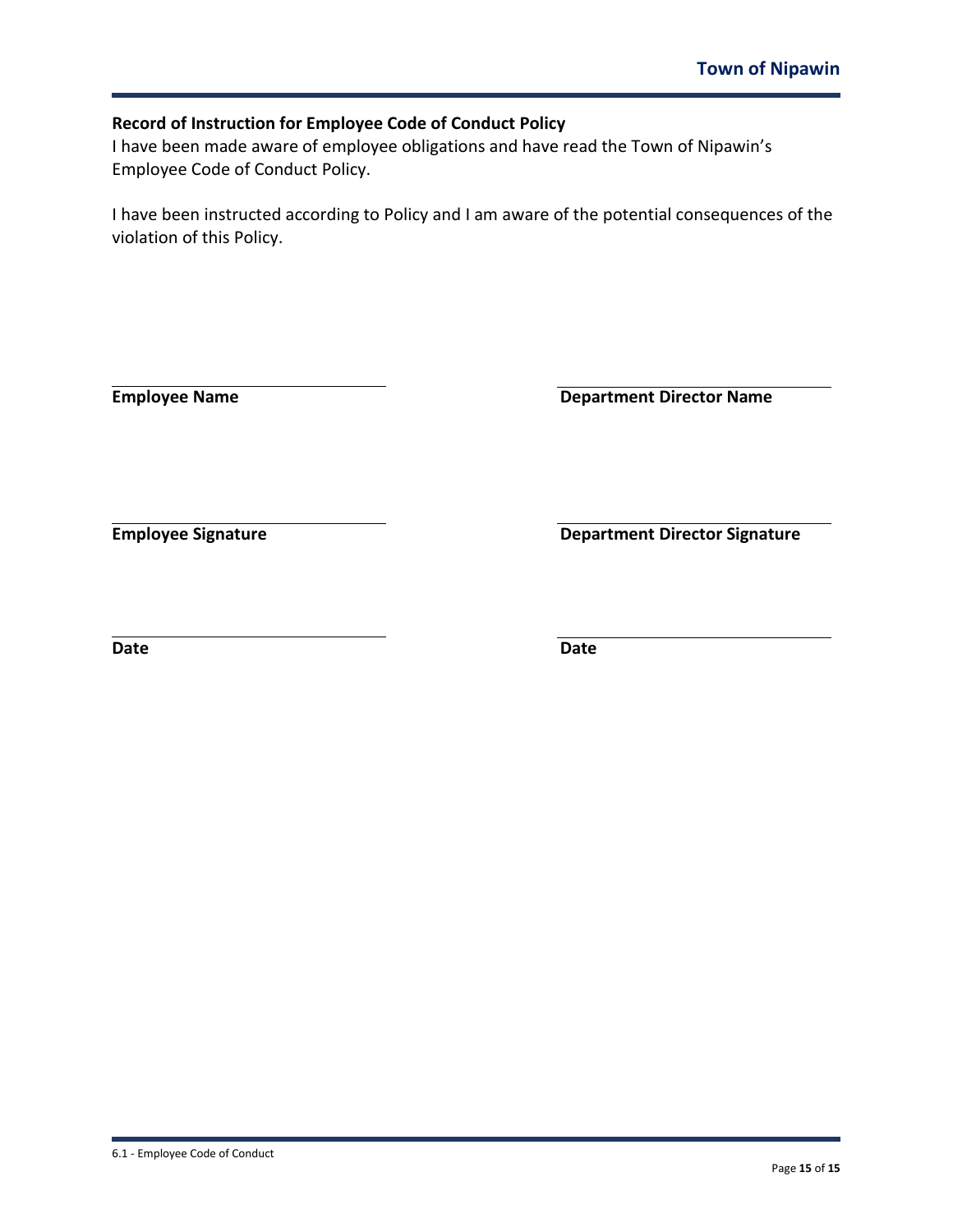**Record of Instruction for Employee Code of Conduct Policy**

I have been made aware of employee obligations and have read the Town of Nipawin's Employee Code of Conduct Policy.

I have been instructed according to Policy and I am aware of the potential consequences of the violation of this Policy.

| | |
|---|---|
| ______________________________ | ______________________________ |
| **Employee Name** | **Department Director Name** |
| ______________________________ | ______________________________ |
| **Employee Signature** | **Department Director Signature** |
| ______________________________ | ______________________________ |
| **Date** | **Date** |